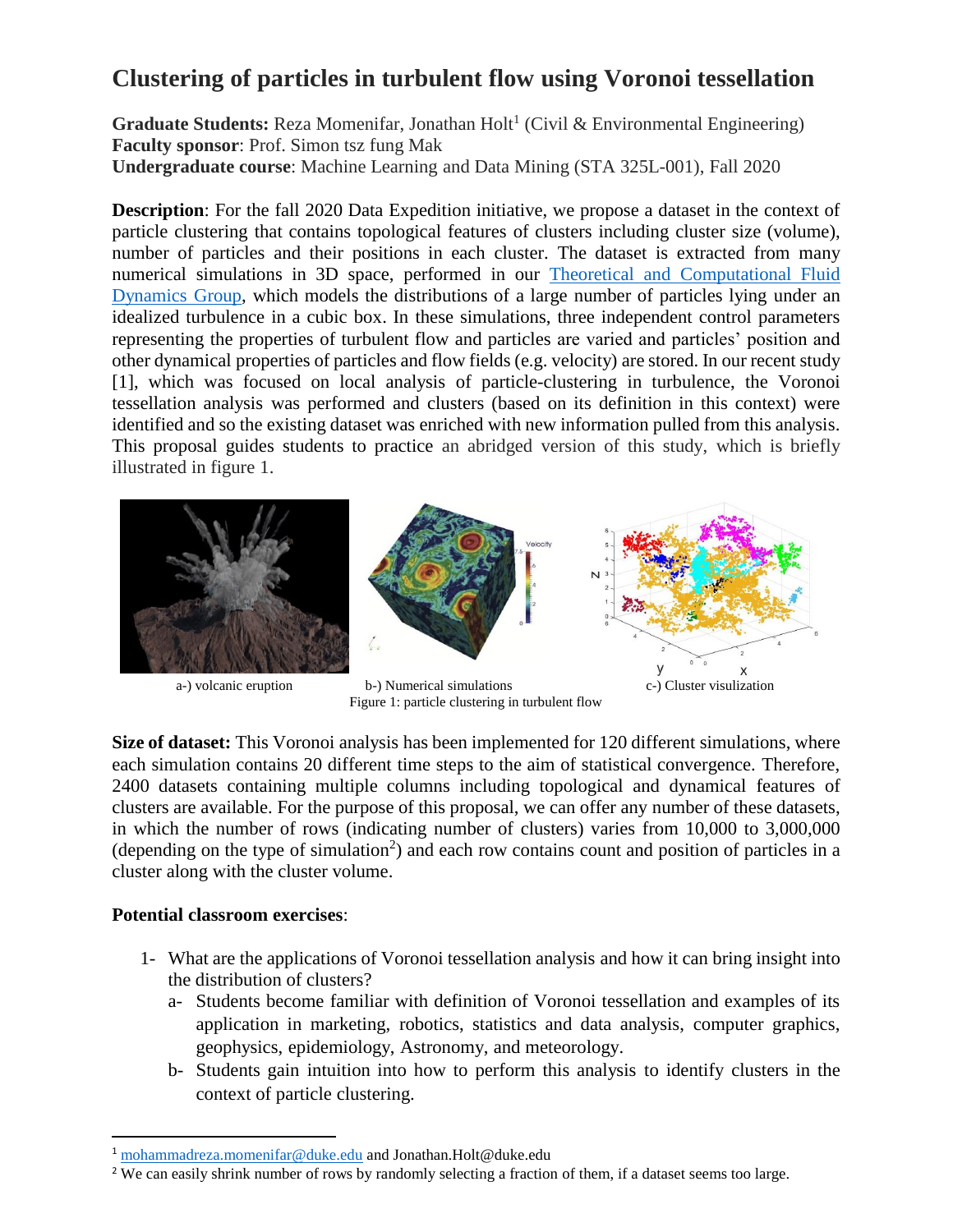# Clustering of particles in turbulent flow using Voronoi tessellation

**Graduate Students:** Reza Momenifar, Jonathan Holt[1] (Civil & Environmental Engineering)
**Faculty sponsor**: Prof. Simon tsz fung Mak
**Undergraduate course**: Machine Learning and Data Mining (STA 325L-001), Fall 2020

**Description**: For the fall 2020 Data Expedition initiative, we propose a dataset in the context of particle clustering that contains topological features of clusters including cluster size (volume), number of particles and their positions in each cluster. The dataset is extracted from many numerical simulations in 3D space, performed in our Theoretical and Computational Fluid Dynamics Group, which models the distributions of a large number of particles lying under an idealized turbulence in a cubic box. In these simulations, three independent control parameters representing the properties of turbulent flow and particles are varied and particles' position and other dynamical properties of particles and flow fields (e.g. velocity) are stored. In our recent study [1], which was focused on local analysis of particle-clustering in turbulence, the Voronoi tessellation analysis was performed and clusters (based on its definition in this context) were identified and so the existing dataset was enriched with new information pulled from this analysis. This proposal guides students to practice an abridged version of this study, which is briefly illustrated in figure 1.

a-) volcanic eruption b-) Numerical simulations c-) Cluster visulization

Figure 1: particle clustering in turbulent flow

**Size of dataset:** This Voronoi analysis has been implemented for 120 different simulations, where each simulation contains 20 different time steps to the aim of statistical convergence. Therefore, 2400 datasets containing multiple columns including topological and dynamical features of clusters are available. For the purpose of this proposal, we can offer any number of these datasets, in which the number of rows (indicating number of clusters) varies from 10,000 to 3,000,000 (depending on the type of simulation[2]) and each row contains count and position of particles in a cluster along with the cluster volume.

**Potential classroom exercises**:

1- What are the applications of Voronoi tessellation analysis and how it can bring insight into the distribution of clusters?
   a- Students become familiar with definition of Voronoi tessellation and examples of its application in marketing, robotics, statistics and data analysis, computer graphics, geophysics, epidemiology, Astronomy, and meteorology.
   b- Students gain intuition into how to perform this analysis to identify clusters in the context of particle clustering.

---

[1] mohammadreza.momenifar@duke.edu and Jonathan.Holt@duke.edu

[2] We can easily shrink number of rows by randomly selecting a fraction of them, if a dataset seems too large.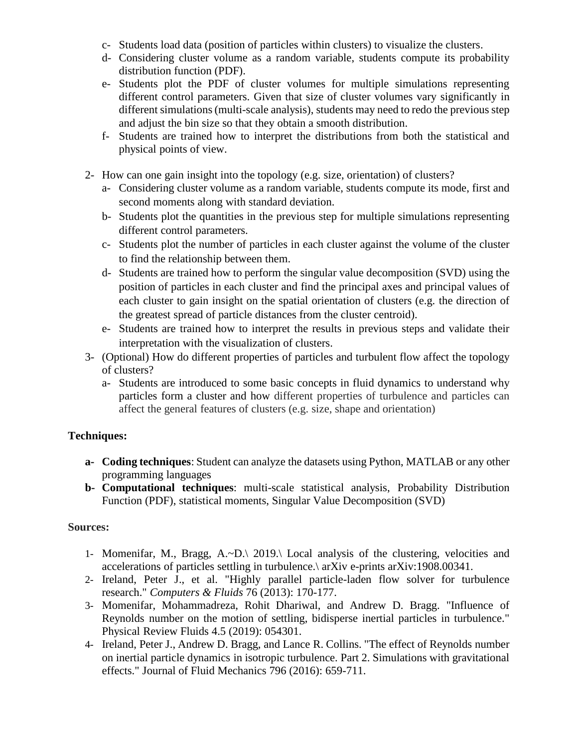- c- Students load data (position of particles within clusters) to visualize the clusters.
- d- Considering cluster volume as a random variable, students compute its probability distribution function (PDF).
- e- Students plot the PDF of cluster volumes for multiple simulations representing different control parameters. Given that size of cluster volumes vary significantly in different simulations (multi-scale analysis), students may need to redo the previous step and adjust the bin size so that they obtain a smooth distribution.
- f- Students are trained how to interpret the distributions from both the statistical and physical points of view.

2- How can one gain insight into the topology (e.g. size, orientation) of clusters?

- a- Considering cluster volume as a random variable, students compute its mode, first and second moments along with standard deviation.
- b- Students plot the quantities in the previous step for multiple simulations representing different control parameters.
- c- Students plot the number of particles in each cluster against the volume of the cluster to find the relationship between them.
- d- Students are trained how to perform the singular value decomposition (SVD) using the position of particles in each cluster and find the principal axes and principal values of each cluster to gain insight on the spatial orientation of clusters (e.g. the direction of the greatest spread of particle distances from the cluster centroid).
- e- Students are trained how to interpret the results in previous steps and validate their interpretation with the visualization of clusters.

3- (Optional) How do different properties of particles and turbulent flow affect the topology of clusters?

- a- Students are introduced to some basic concepts in fluid dynamics to understand why particles form a cluster and how different properties of turbulence and particles can affect the general features of clusters (e.g. size, shape and orientation)

**Techniques:**

- **a- Coding techniques**: Student can analyze the datasets using Python, MATLAB or any other programming languages
- **b- Computational techniques**: multi-scale statistical analysis, Probability Distribution Function (PDF), statistical moments, Singular Value Decomposition (SVD)

**Sources:**

1- Momenifar, M., Bragg, A.~D.\ 2019.\ Local analysis of the clustering, velocities and accelerations of particles settling in turbulence.\ arXiv e-prints arXiv:1908.00341.

2- Ireland, Peter J., et al. "Highly parallel particle-laden flow solver for turbulence research." *Computers & Fluids* 76 (2013): 170-177.

3- Momenifar, Mohammadreza, Rohit Dhariwal, and Andrew D. Bragg. "Influence of Reynolds number on the motion of settling, bidisperse inertial particles in turbulence." Physical Review Fluids 4.5 (2019): 054301.

4- Ireland, Peter J., Andrew D. Bragg, and Lance R. Collins. "The effect of Reynolds number on inertial particle dynamics in isotropic turbulence. Part 2. Simulations with gravitational effects." Journal of Fluid Mechanics 796 (2016): 659-711.